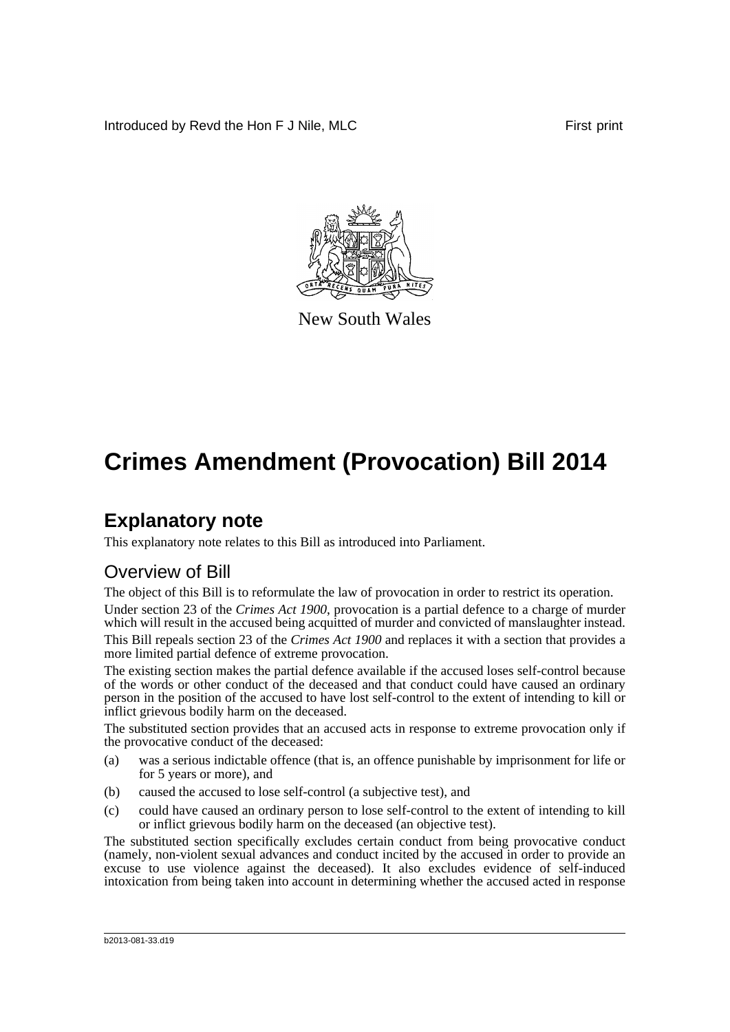Introduced by Revd the Hon F J Nile, MLC

First print

New South Wales

# Crimes Amendment (Provocation) Bill 2014

## Explanatory note

This explanatory note relates to this Bill as introduced into Parliament.

### Overview of Bill

The object of this Bill is to reformulate the law of provocation in order to restrict its operation.

Under section 23 of the *Crimes Act 1900*, provocation is a partial defence to a charge of murder which will result in the accused being acquitted of murder and convicted of manslaughter instead.

This Bill repeals section 23 of the *Crimes Act 1900* and replaces it with a section that provides a more limited partial defence of extreme provocation.

The existing section makes the partial defence available if the accused loses self-control because of the words or other conduct of the deceased and that conduct could have caused an ordinary person in the position of the accused to have lost self-control to the extent of intending to kill or inflict grievous bodily harm on the deceased.

The substituted section provides that an accused acts in response to extreme provocation only if the provocative conduct of the deceased:

(a) was a serious indictable offence (that is, an offence punishable by imprisonment for life or for 5 years or more), and

(b) caused the accused to lose self-control (a subjective test), and

(c) could have caused an ordinary person to lose self-control to the extent of intending to kill or inflict grievous bodily harm on the deceased (an objective test).

The substituted section specifically excludes certain conduct from being provocative conduct (namely, non-violent sexual advances and conduct incited by the accused in order to provide an excuse to use violence against the deceased). It also excludes evidence of self-induced intoxication from being taken into account in determining whether the accused acted in response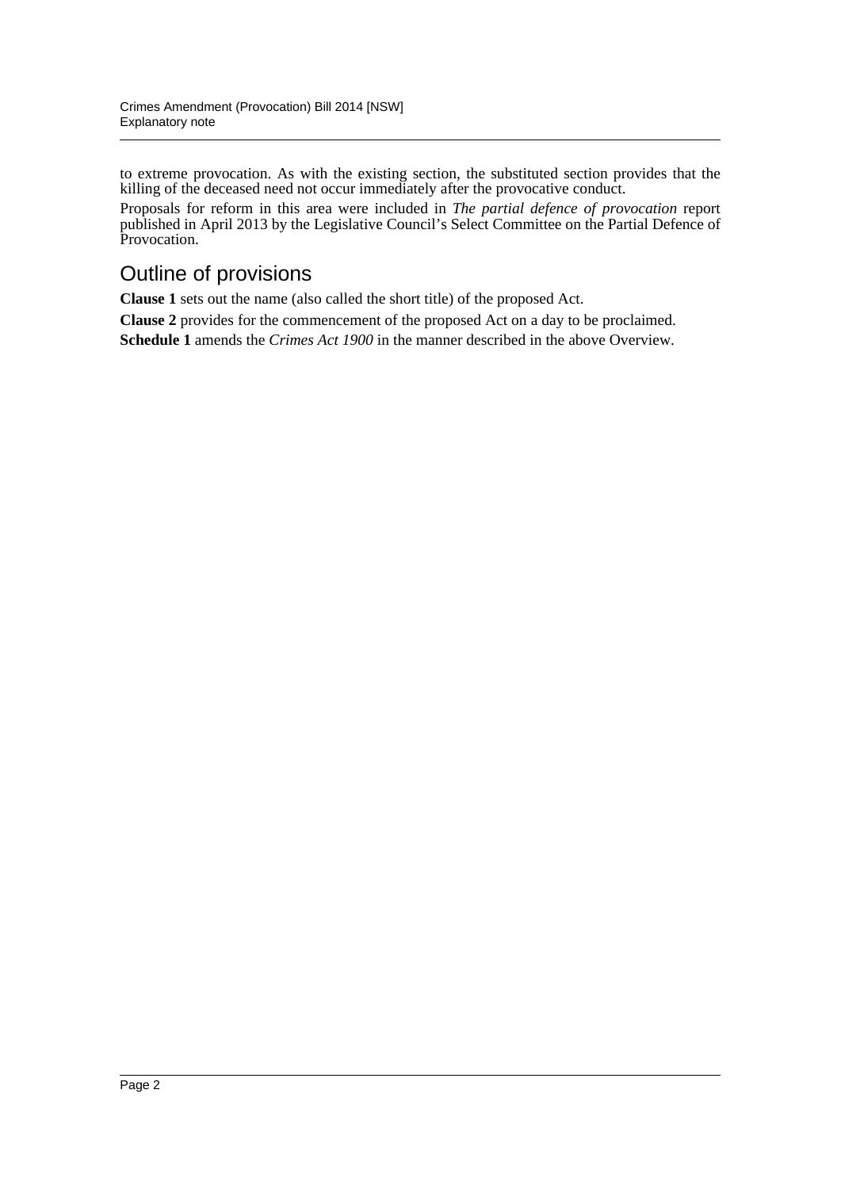to extreme provocation. As with the existing section, the substituted section provides that the killing of the deceased need not occur immediately after the provocative conduct.

Proposals for reform in this area were included in *The partial defence of provocation* report published in April 2013 by the Legislative Council's Select Committee on the Partial Defence of Provocation.

## Outline of provisions

**Clause 1** sets out the name (also called the short title) of the proposed Act.

**Clause 2** provides for the commencement of the proposed Act on a day to be proclaimed.

**Schedule 1** amends the *Crimes Act 1900* in the manner described in the above Overview.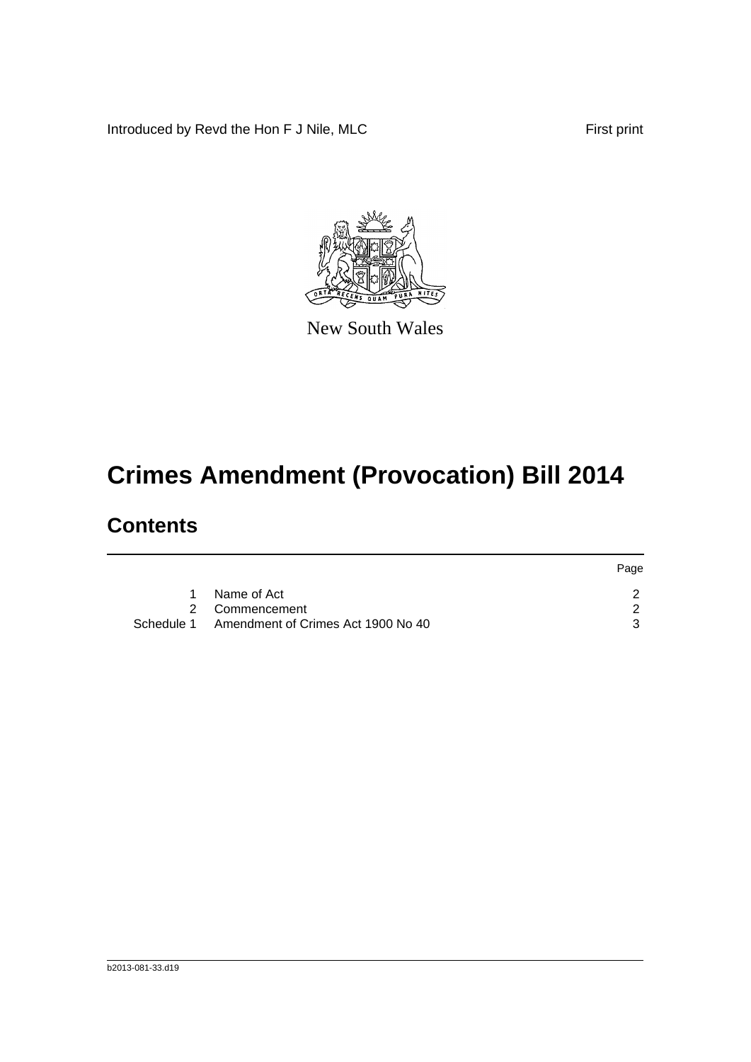Introduced by Revd the Hon F J Nile, MLC First print

New South Wales

# Crimes Amendment (Provocation) Bill 2014

## Contents

| | | Page |
|---|---|---|
| 1 | Name of Act | 2 |
| 2 | Commencement | 2 |
| Schedule 1 | Amendment of Crimes Act 1900 No 40 | 3 |

b2013-081-33.d19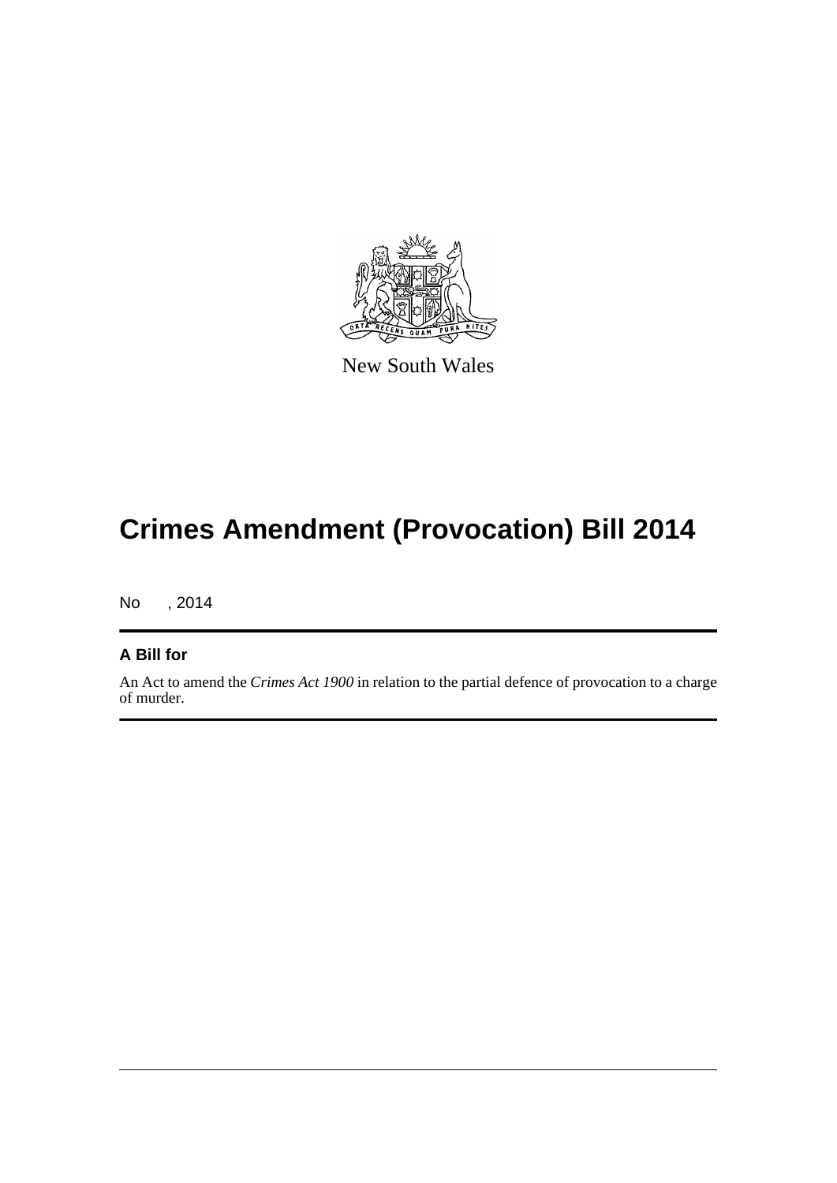New South Wales

# Crimes Amendment (Provocation) Bill 2014

No , 2014

## A Bill for

An Act to amend the *Crimes Act 1900* in relation to the partial defence of provocation to a charge of murder.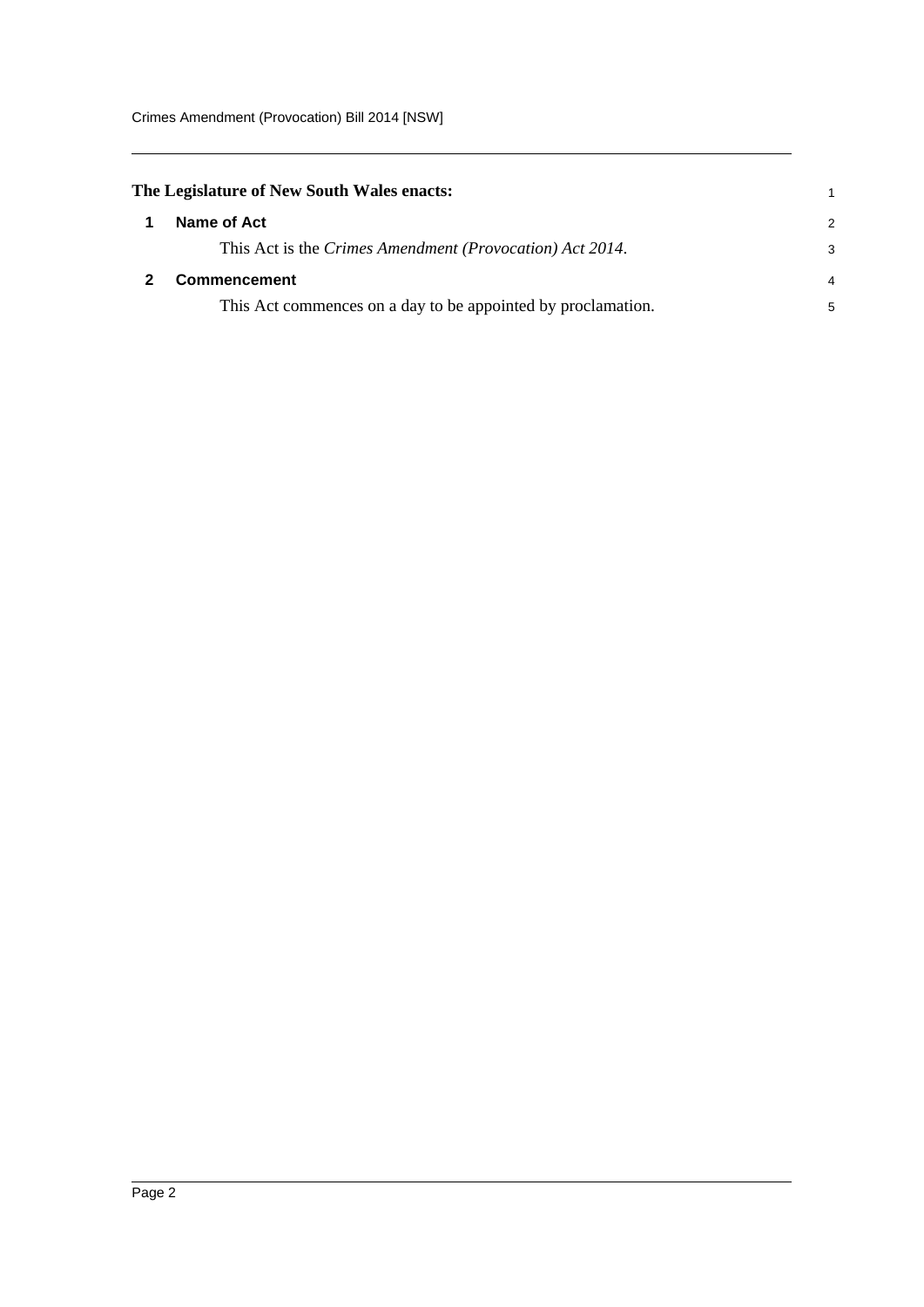**The Legislature of New South Wales enacts:**

## 1 Name of Act

This Act is the *Crimes Amendment (Provocation) Act 2014*.

## 2 Commencement

This Act commences on a day to be appointed by proclamation.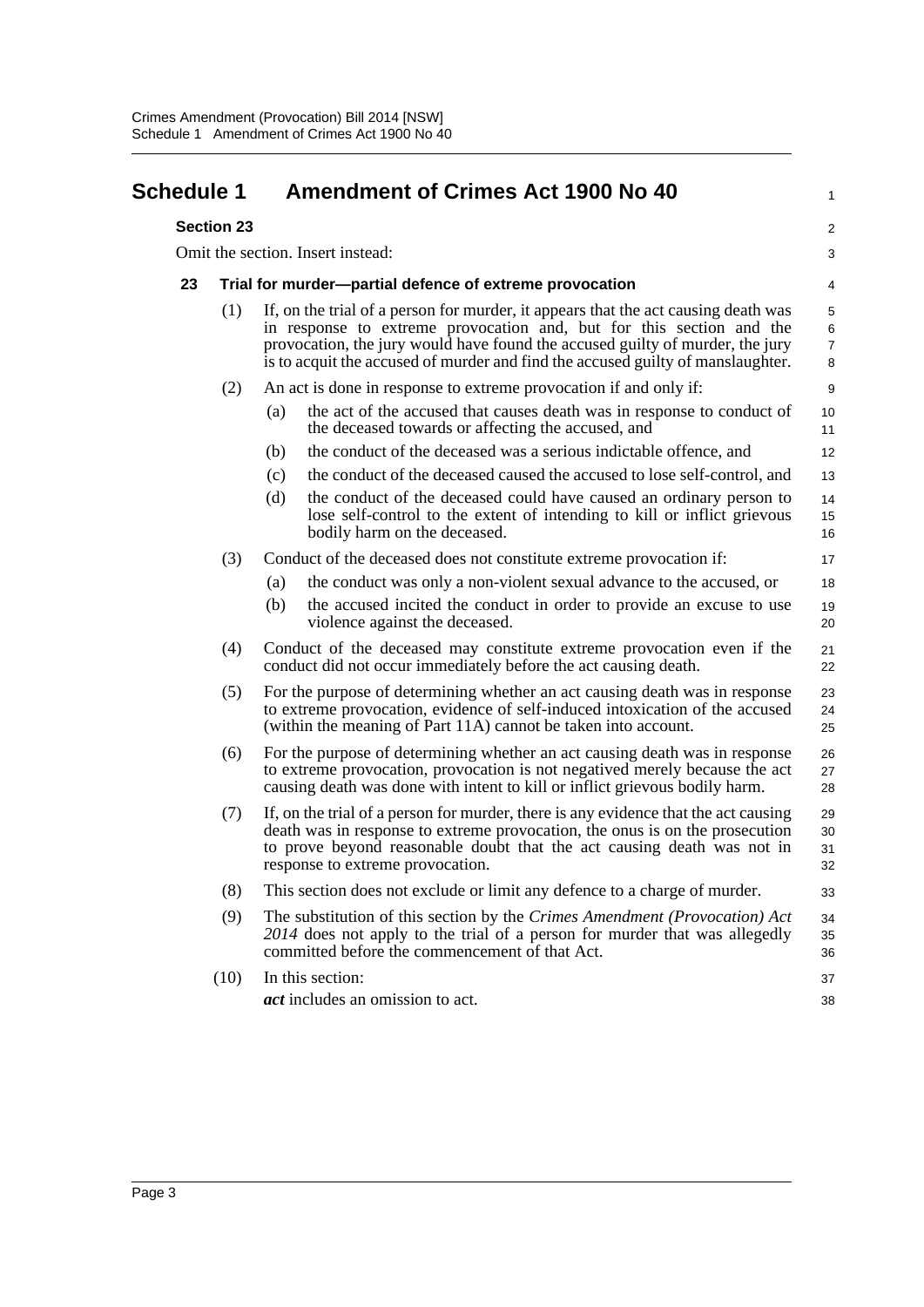# Schedule 1 Amendment of Crimes Act 1900 No 40

**Section 23**

Omit the section. Insert instead:

**23 Trial for murder—partial defence of extreme provocation**

(1) If, on the trial of a person for murder, it appears that the act causing death was in response to extreme provocation and, but for this section and the provocation, the jury would have found the accused guilty of murder, the jury is to acquit the accused of murder and find the accused guilty of manslaughter.

(2) An act is done in response to extreme provocation if and only if:

(a) the act of the accused that causes death was in response to conduct of the deceased towards or affecting the accused, and

(b) the conduct of the deceased was a serious indictable offence, and

(c) the conduct of the deceased caused the accused to lose self-control, and

(d) the conduct of the deceased could have caused an ordinary person to lose self-control to the extent of intending to kill or inflict grievous bodily harm on the deceased.

(3) Conduct of the deceased does not constitute extreme provocation if:

(a) the conduct was only a non-violent sexual advance to the accused, or

(b) the accused incited the conduct in order to provide an excuse to use violence against the deceased.

(4) Conduct of the deceased may constitute extreme provocation even if the conduct did not occur immediately before the act causing death.

(5) For the purpose of determining whether an act causing death was in response to extreme provocation, evidence of self-induced intoxication of the accused (within the meaning of Part 11A) cannot be taken into account.

(6) For the purpose of determining whether an act causing death was in response to extreme provocation, provocation is not negatived merely because the act causing death was done with intent to kill or inflict grievous bodily harm.

(7) If, on the trial of a person for murder, there is any evidence that the act causing death was in response to extreme provocation, the onus is on the prosecution to prove beyond reasonable doubt that the act causing death was not in response to extreme provocation.

(8) This section does not exclude or limit any defence to a charge of murder.

(9) The substitution of this section by the *Crimes Amendment (Provocation) Act 2014* does not apply to the trial of a person for murder that was allegedly committed before the commencement of that Act.

(10) In this section:

***act*** includes an omission to act.